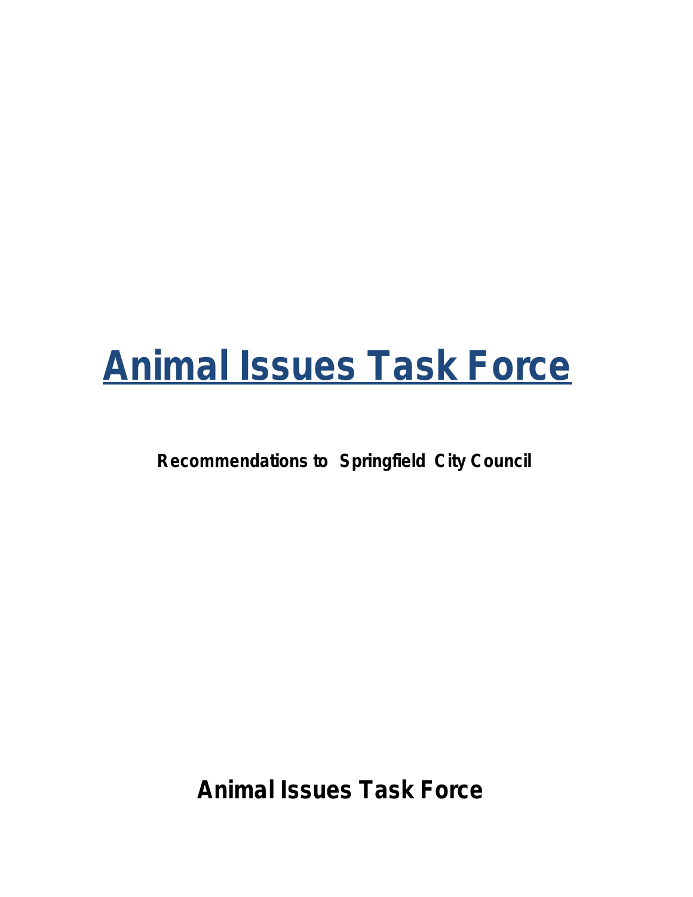# Animal Issues Task Force

**Recommendations to Springfield City Council**

**Animal Issues Task Force**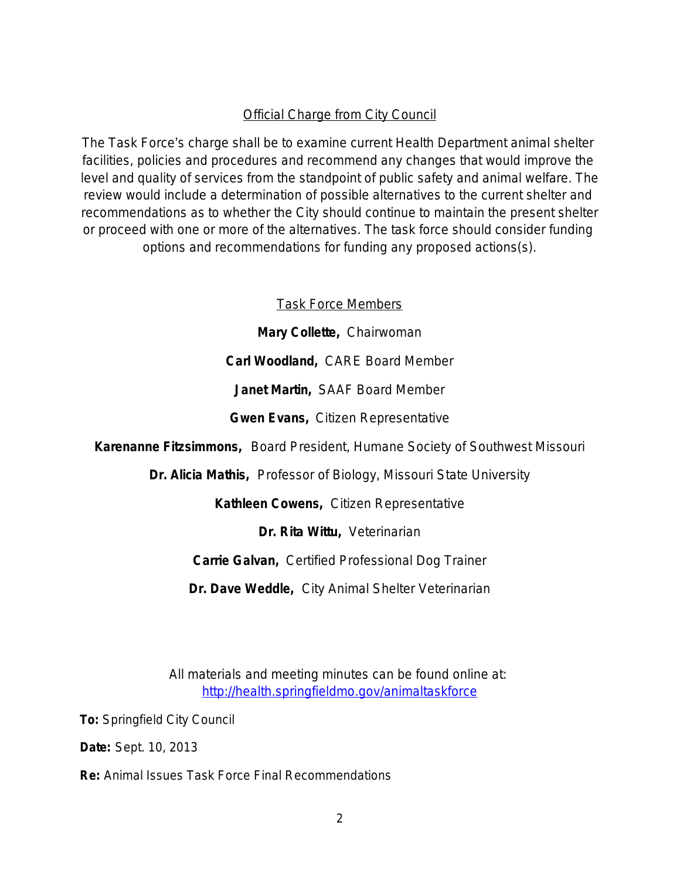## Official Charge from City Council

The Task Force's charge shall be to examine current Health Department animal shelter facilities, policies and procedures and recommend any changes that would improve the level and quality of services from the standpoint of public safety and animal welfare. The review would include a determination of possible alternatives to the current shelter and recommendations as to whether the City should continue to maintain the present shelter or proceed with one or more of the alternatives. The task force should consider funding options and recommendations for funding any proposed actions(s).

## Task Force Members

**Mary Collette,** Chairwoman

**Carl Woodland,** CARE Board Member

**Janet Martin,** SAAF Board Member

**Gwen Evans,** Citizen Representative

**Karenanne Fitzsimmons,** Board President, Humane Society of Southwest Missouri

**Dr. Alicia Mathis,** Professor of Biology, Missouri State University

**Kathleen Cowens,** Citizen Representative

**Dr. Rita Wittu,** Veterinarian

**Carrie Galvan,** Certified Professional Dog Trainer

**Dr. Dave Weddle,** City Animal Shelter Veterinarian

All materials and meeting minutes can be found online at: http://health.springfieldmo.gov/animaltaskforce

**To:** Springfield City Council

**Date:** Sept. 10, 2013

**Re:** Animal Issues Task Force Final Recommendations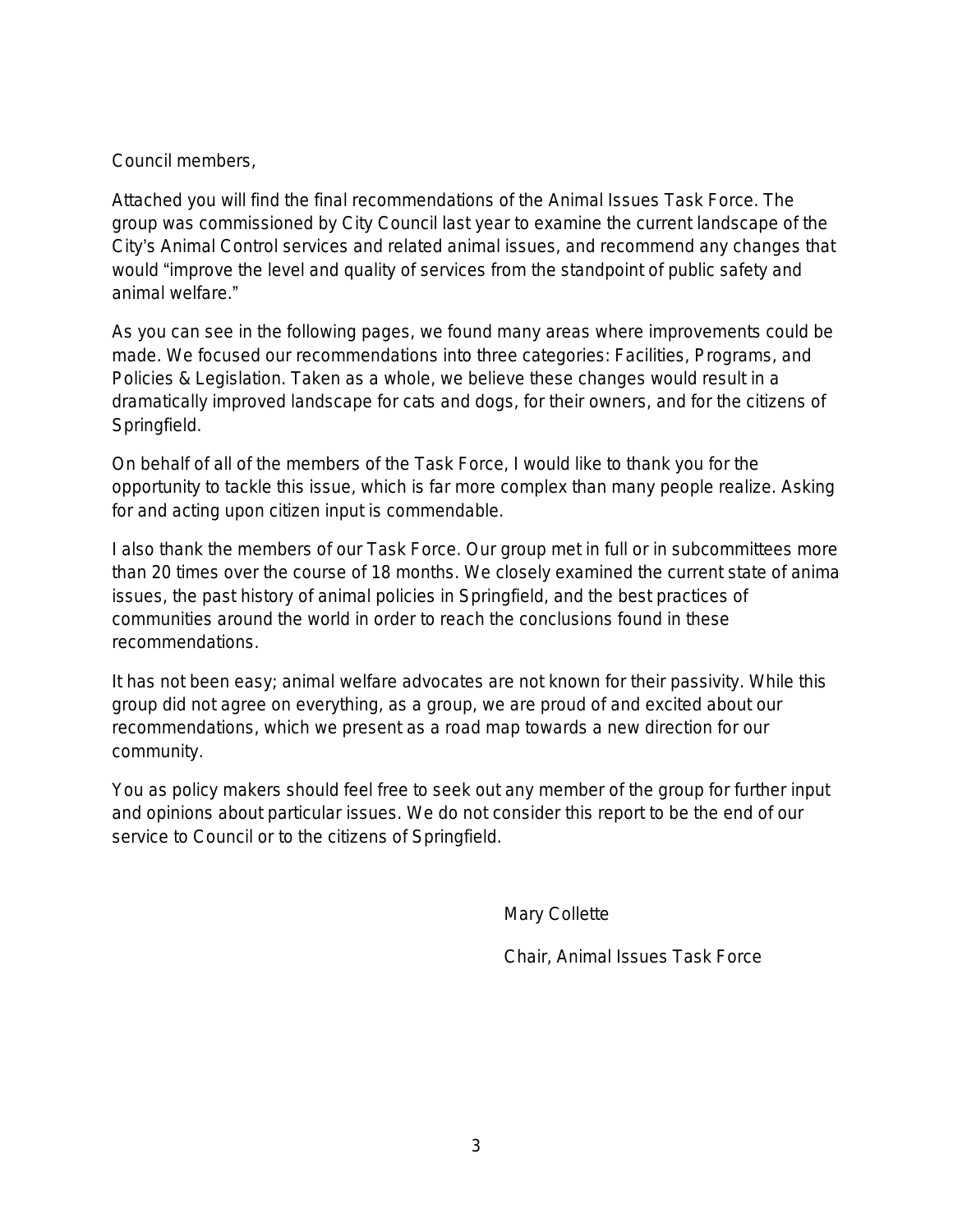Council members,

Attached you will find the final recommendations of the Animal Issues Task Force. The group was commissioned by City Council last year to examine the current landscape of the City's Animal Control services and related animal issues, and recommend any changes that would "improve the level and quality of services from the standpoint of public safety and animal welfare."

As you can see in the following pages, we found many areas where improvements could be made. We focused our recommendations into three categories: Facilities, Programs, and Policies & Legislation. Taken as a whole, we believe these changes would result in a dramatically improved landscape for cats and dogs, for their owners, and for the citizens of Springfield.

On behalf of all of the members of the Task Force, I would like to thank you for the opportunity to tackle this issue, which is far more complex than many people realize. Asking for and acting upon citizen input is commendable.

I also thank the members of our Task Force. Our group met in full or in subcommittees more than 20 times over the course of 18 months. We closely examined the current state of anima issues, the past history of animal policies in Springfield, and the best practices of communities around the world in order to reach the conclusions found in these recommendations.

It has not been easy; animal welfare advocates are not known for their passivity. While this group did not agree on everything, as a group, we are proud of and excited about our recommendations, which we present as a road map towards a new direction for our community.

You as policy makers should feel free to seek out any member of the group for further input and opinions about particular issues. We do not consider this report to be the end of our service to Council or to the citizens of Springfield.

Mary Collette

Chair, Animal Issues Task Force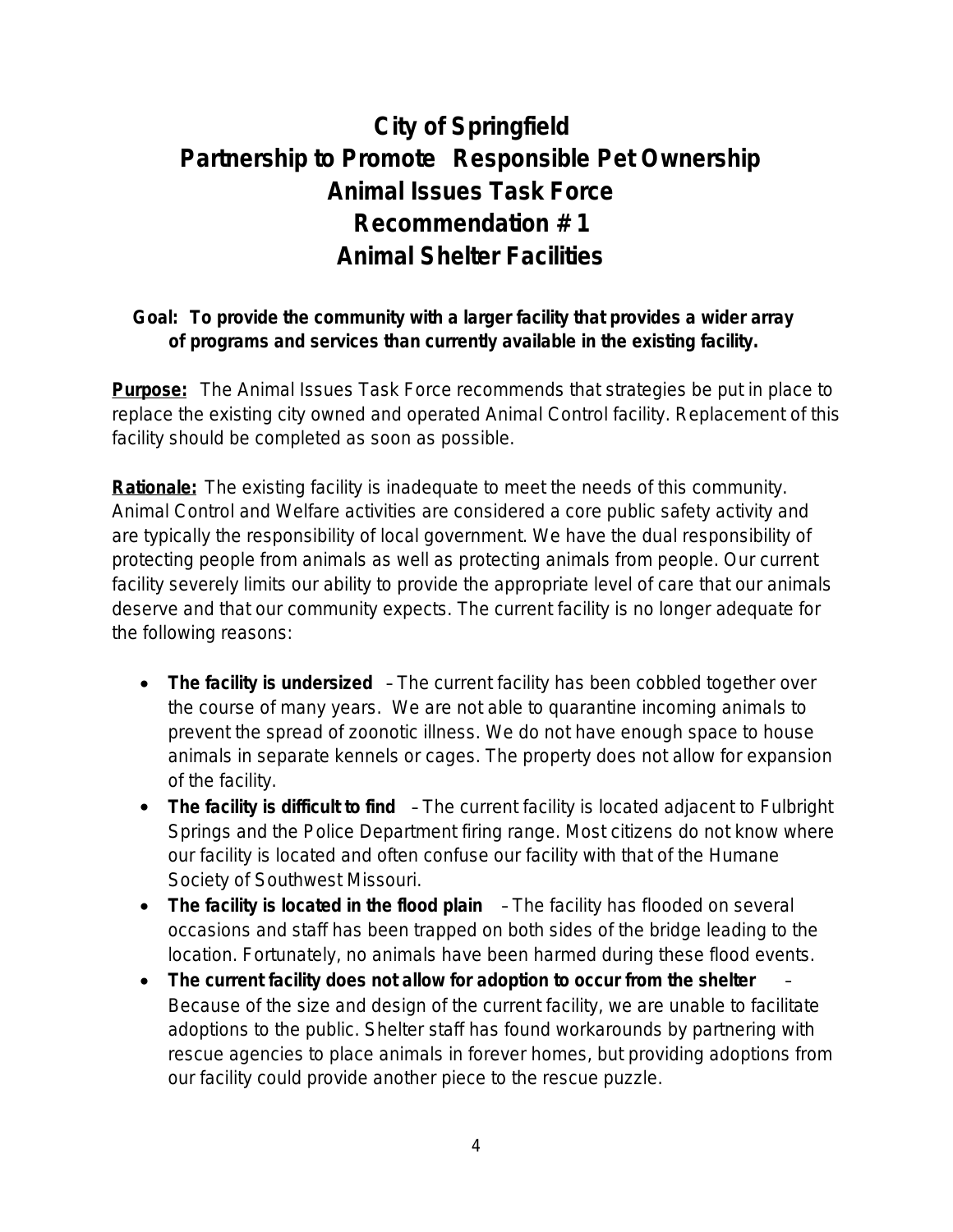# City of Springfield
# Partnership to Promote Responsible Pet Ownership
# Animal Issues Task Force
# Recommendation # 1
# Animal Shelter Facilities

**Goal: To provide the community with a larger facility that provides a wider array of programs and services than currently available in the existing facility.**

**Purpose:** The Animal Issues Task Force recommends that strategies be put in place to replace the existing city owned and operated Animal Control facility. Replacement of this facility should be completed as soon as possible.

**Rationale:** The existing facility is inadequate to meet the needs of this community. Animal Control and Welfare activities are considered a core public safety activity and are typically the responsibility of local government. We have the dual responsibility of protecting people from animals as well as protecting animals from people. Our current facility severely limits our ability to provide the appropriate level of care that our animals deserve and that our community expects. The current facility is no longer adequate for the following reasons:

- **The facility is undersized** – The current facility has been cobbled together over the course of many years. We are not able to quarantine incoming animals to prevent the spread of zoonotic illness. We do not have enough space to house animals in separate kennels or cages. The property does not allow for expansion of the facility.
- **The facility is difficult to find** – The current facility is located adjacent to Fulbright Springs and the Police Department firing range. Most citizens do not know where our facility is located and often confuse our facility with that of the Humane Society of Southwest Missouri.
- **The facility is located in the flood plain** – The facility has flooded on several occasions and staff has been trapped on both sides of the bridge leading to the location. Fortunately, no animals have been harmed during these flood events.
- **The current facility does not allow for adoption to occur from the shelter** – Because of the size and design of the current facility, we are unable to facilitate adoptions to the public. Shelter staff has found workarounds by partnering with rescue agencies to place animals in forever homes, but providing adoptions from our facility could provide another piece to the rescue puzzle.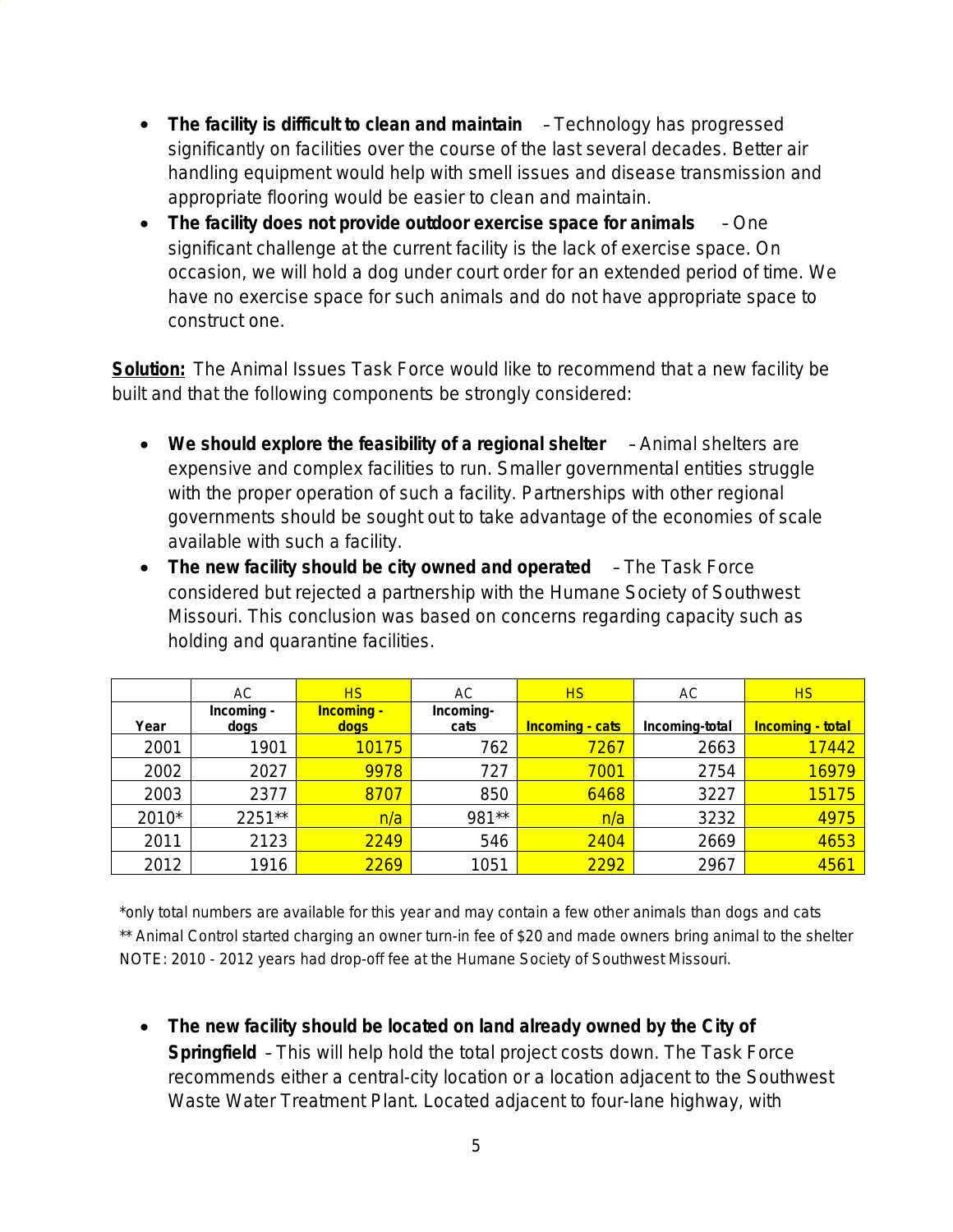- **The facility is difficult to clean and maintain** – Technology has progressed significantly on facilities over the course of the last several decades. Better air handling equipment would help with smell issues and disease transmission and appropriate flooring would be easier to clean and maintain.
- **The facility does not provide outdoor exercise space for animals** – One significant challenge at the current facility is the lack of exercise space. On occasion, we will hold a dog under court order for an extended period of time. We have no exercise space for such animals and do not have appropriate space to construct one.

**Solution:** The Animal Issues Task Force would like to recommend that a new facility be built and that the following components be strongly considered:

- **We should explore the feasibility of a regional shelter** – Animal shelters are expensive and complex facilities to run. Smaller governmental entities struggle with the proper operation of such a facility. Partnerships with other regional governments should be sought out to take advantage of the economies of scale available with such a facility.
- **The new facility should be city owned and operated** – The Task Force considered but rejected a partnership with the Humane Society of Southwest Missouri. This conclusion was based on concerns regarding capacity such as holding and quarantine facilities.

| | AC | HS | AC | HS | AC | HS |
|---|---|---|---|---|---|---|
| **Year** | **Incoming - dogs** | **Incoming - dogs** | **Incoming-cats** | **Incoming - cats** | **Incoming-total** | **Incoming - total** |
| 2001 | 1901 | 10175 | 762 | 7267 | 2663 | 17442 |
| 2002 | 2027 | 9978 | 727 | 7001 | 2754 | 16979 |
| 2003 | 2377 | 8707 | 850 | 6468 | 3227 | 15175 |
| 2010* | 2251** | n/a | 981** | n/a | 3232 | 4975 |
| 2011 | 2123 | 2249 | 546 | 2404 | 2669 | 4653 |
| 2012 | 1916 | 2269 | 1051 | 2292 | 2967 | 4561 |

*only total numbers are available for this year and may contain a few other animals than dogs and cats
** Animal Control started charging an owner turn-in fee of $20 and made owners bring animal to the shelter
NOTE: 2010 - 2012 years had drop-off fee at the Humane Society of Southwest Missouri.

- **The new facility should be located on land already owned by the City of Springfield** – This will help hold the total project costs down. The Task Force recommends either a central-city location or a location adjacent to the Southwest Waste Water Treatment Plant. Located adjacent to four-lane highway, with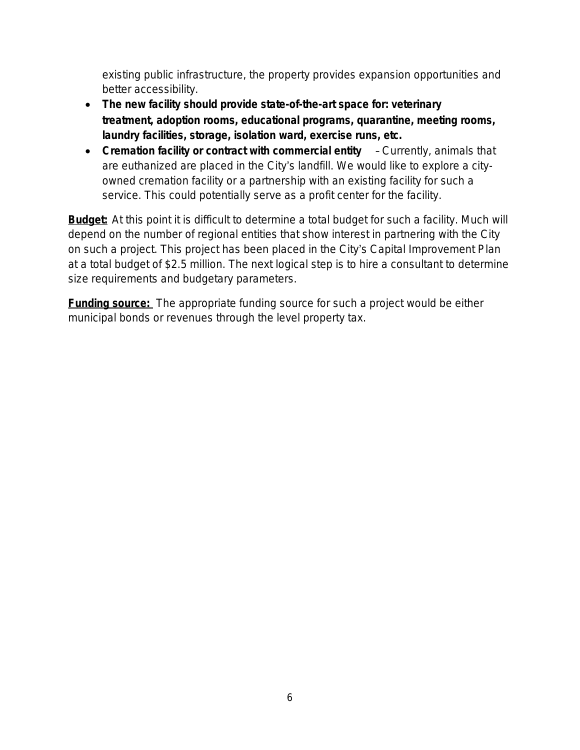existing public infrastructure, the property provides expansion opportunities and better accessibility.

- **The new facility should provide state-of-the-art space for: veterinary treatment, adoption rooms, educational programs, quarantine, meeting rooms, laundry facilities, storage, isolation ward, exercise runs, etc.**
- **Cremation facility or contract with commercial entity** – Currently, animals that are euthanized are placed in the City's landfill. We would like to explore a city-owned cremation facility or a partnership with an existing facility for such a service. This could potentially serve as a profit center for the facility.

**Budget:** At this point it is difficult to determine a total budget for such a facility. Much will depend on the number of regional entities that show interest in partnering with the City on such a project. This project has been placed in the City's Capital Improvement Plan at a total budget of $2.5 million. The next logical step is to hire a consultant to determine size requirements and budgetary parameters.

**Funding source:** The appropriate funding source for such a project would be either municipal bonds or revenues through the level property tax.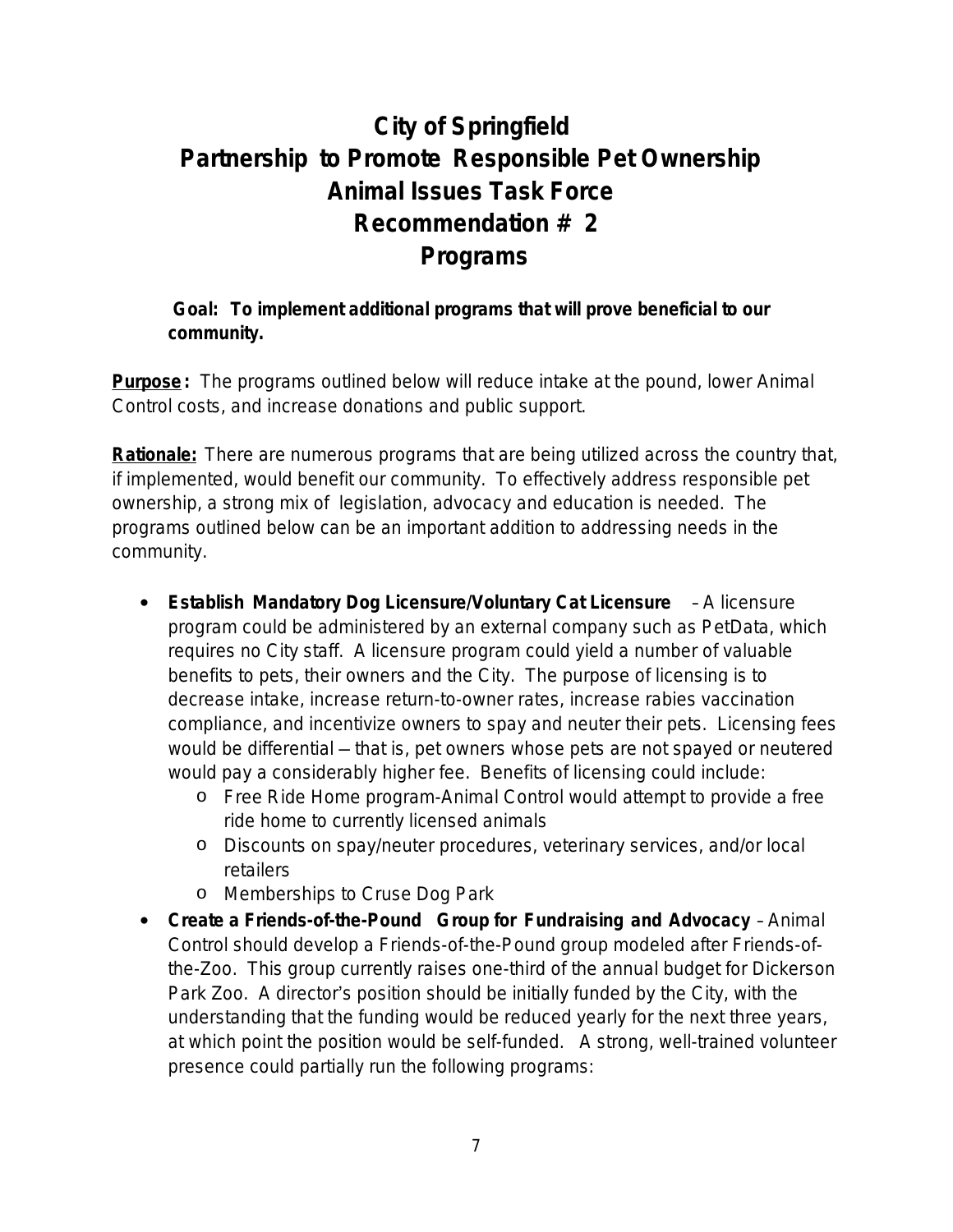# City of Springfield
# Partnership to Promote Responsible Pet Ownership
# Animal Issues Task Force
# Recommendation # 2
# Programs

**Goal: To implement additional programs that will prove beneficial to our community.**

**Purpose:** The programs outlined below will reduce intake at the pound, lower Animal Control costs, and increase donations and public support.

**Rationale:** There are numerous programs that are being utilized across the country that, if implemented, would benefit our community. To effectively address responsible pet ownership, a strong mix of legislation, advocacy and education is needed. The programs outlined below can be an important addition to addressing needs in the community.

- **Establish Mandatory Dog Licensure/Voluntary Cat Licensure** – A licensure program could be administered by an external company such as PetData, which requires no City staff. A licensure program could yield a number of valuable benefits to pets, their owners and the City. The purpose of licensing is to decrease intake, increase return-to-owner rates, increase rabies vaccination compliance, and incentivize owners to spay and neuter their pets. Licensing fees would be differential – that is, pet owners whose pets are not spayed or neutered would pay a considerably higher fee. Benefits of licensing could include:
  - Free Ride Home program-Animal Control would attempt to provide a free ride home to currently licensed animals
  - Discounts on spay/neuter procedures, veterinary services, and/or local retailers
  - Memberships to Cruse Dog Park
- **Create a Friends-of-the-Pound Group for Fundraising and Advocacy** – Animal Control should develop a Friends-of-the-Pound group modeled after Friends-of-the-Zoo. This group currently raises one-third of the annual budget for Dickerson Park Zoo. A director's position should be initially funded by the City, with the understanding that the funding would be reduced yearly for the next three years, at which point the position would be self-funded. A strong, well-trained volunteer presence could partially run the following programs: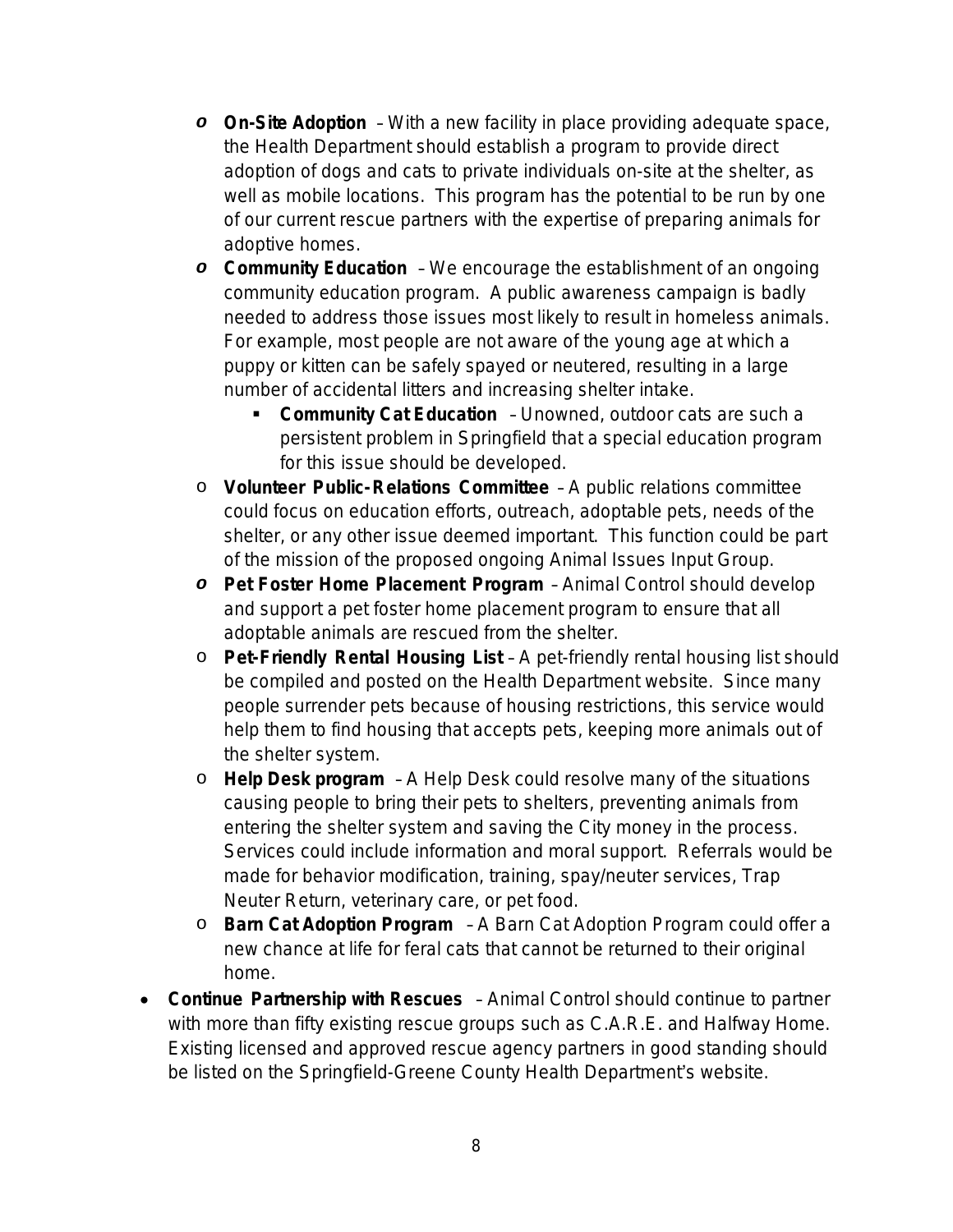- **On-Site Adoption** – With a new facility in place providing adequate space, the Health Department should establish a program to provide direct adoption of dogs and cats to private individuals on-site at the shelter, as well as mobile locations. This program has the potential to be run by one of our current rescue partners with the expertise of preparing animals for adoptive homes.
    - **Community Education** – We encourage the establishment of an ongoing community education program. A public awareness campaign is badly needed to address those issues most likely to result in homeless animals. For example, most people are not aware of the young age at which a puppy or kitten can be safely spayed or neutered, resulting in a large number of accidental litters and increasing shelter intake.
        - **Community Cat Education** – Unowned, outdoor cats are such a persistent problem in Springfield that a special education program for this issue should be developed.
    - **Volunteer Public-Relations Committee** – A public relations committee could focus on education efforts, outreach, adoptable pets, needs of the shelter, or any other issue deemed important. This function could be part of the mission of the proposed ongoing Animal Issues Input Group.
    - **Pet Foster Home Placement Program** – Animal Control should develop and support a pet foster home placement program to ensure that all adoptable animals are rescued from the shelter.
    - **Pet-Friendly Rental Housing List** – A pet-friendly rental housing list should be compiled and posted on the Health Department website. Since many people surrender pets because of housing restrictions, this service would help them to find housing that accepts pets, keeping more animals out of the shelter system.
    - **Help Desk program** – A Help Desk could resolve many of the situations causing people to bring their pets to shelters, preventing animals from entering the shelter system and saving the City money in the process. Services could include information and moral support. Referrals would be made for behavior modification, training, spay/neuter services, Trap Neuter Return, veterinary care, or pet food.
    - **Barn Cat Adoption Program** – A Barn Cat Adoption Program could offer a new chance at life for feral cats that cannot be returned to their original home.
- **Continue Partnership with Rescues** – Animal Control should continue to partner with more than fifty existing rescue groups such as C.A.R.E. and Halfway Home. Existing licensed and approved rescue agency partners in good standing should be listed on the Springfield-Greene County Health Department's website.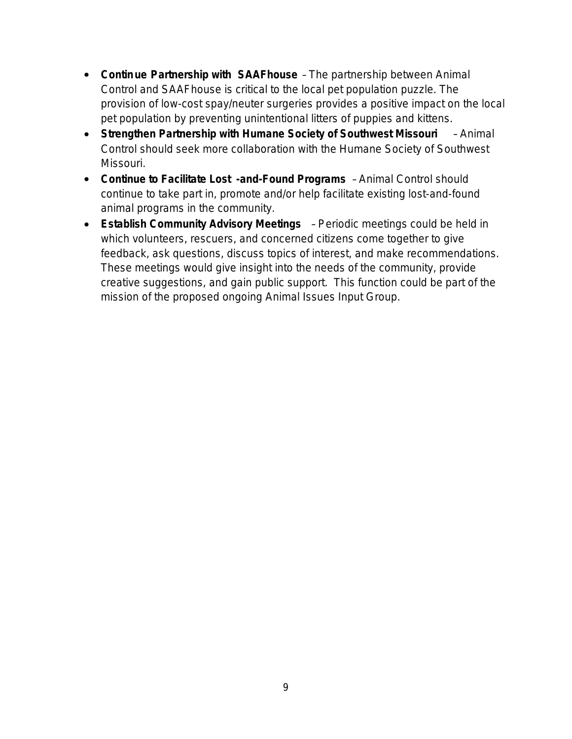- **Continue Partnership with SAAFhouse** – The partnership between Animal Control and SAAFhouse is critical to the local pet population puzzle. The provision of low-cost spay/neuter surgeries provides a positive impact on the local pet population by preventing unintentional litters of puppies and kittens.
- **Strengthen Partnership with Humane Society of Southwest Missouri** – Animal Control should seek more collaboration with the Humane Society of Southwest Missouri.
- **Continue to Facilitate Lost-and-Found Programs** – Animal Control should continue to take part in, promote and/or help facilitate existing lost-and-found animal programs in the community.
- **Establish Community Advisory Meetings** – Periodic meetings could be held in which volunteers, rescuers, and concerned citizens come together to give feedback, ask questions, discuss topics of interest, and make recommendations. These meetings would give insight into the needs of the community, provide creative suggestions, and gain public support. This function could be part of the mission of the proposed ongoing Animal Issues Input Group.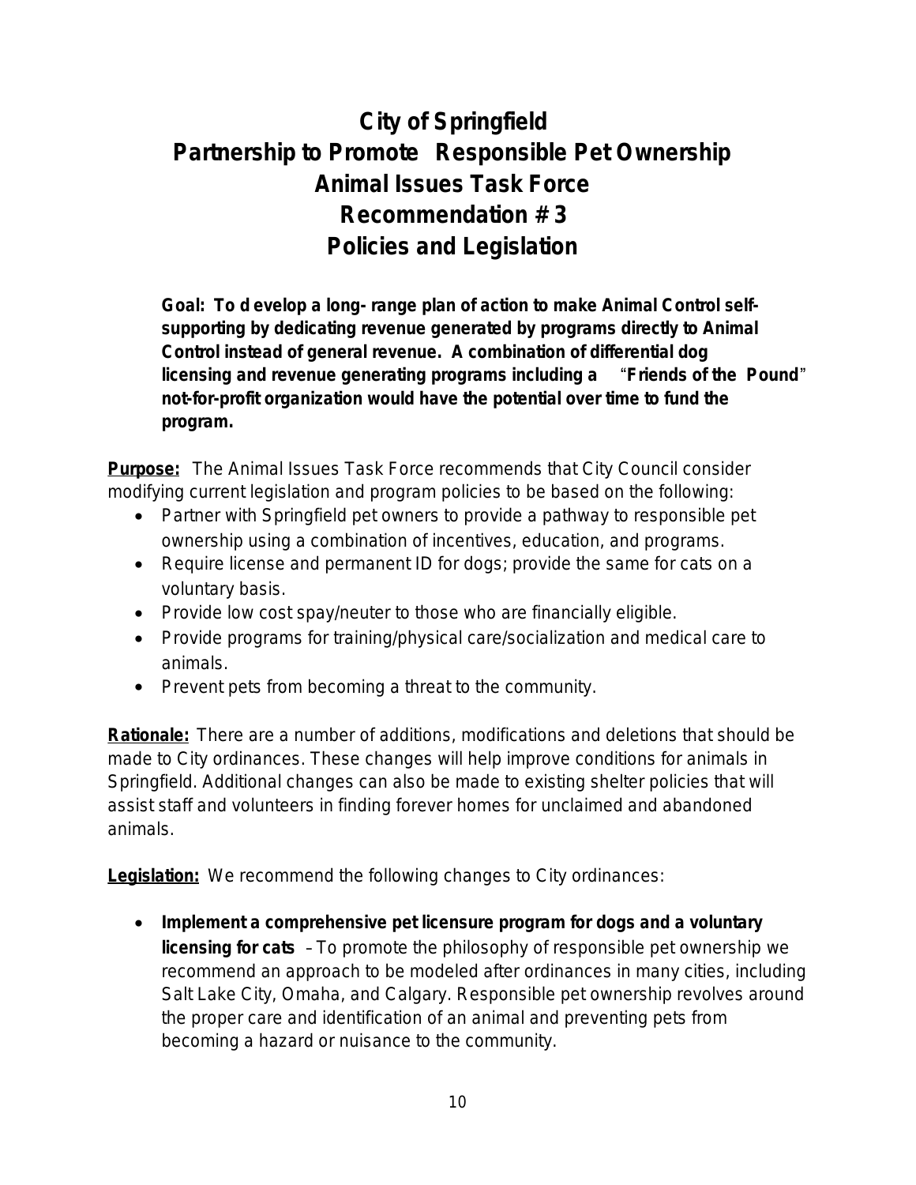# City of Springfield
# Partnership to Promote Responsible Pet Ownership
# Animal Issues Task Force
# Recommendation # 3
# Policies and Legislation

**Goal: To develop a long-range plan of action to make Animal Control self-supporting by dedicating revenue generated by programs directly to Animal Control instead of general revenue. A combination of differential dog licensing and revenue generating programs including a "Friends of the Pound" not-for-profit organization would have the potential over time to fund the program.**

**Purpose:** The Animal Issues Task Force recommends that City Council consider modifying current legislation and program policies to be based on the following:

- Partner with Springfield pet owners to provide a pathway to responsible pet ownership using a combination of incentives, education, and programs.
- Require license and permanent ID for dogs; provide the same for cats on a voluntary basis.
- Provide low cost spay/neuter to those who are financially eligible.
- Provide programs for training/physical care/socialization and medical care to animals.
- Prevent pets from becoming a threat to the community.

**Rationale:** There are a number of additions, modifications and deletions that should be made to City ordinances. These changes will help improve conditions for animals in Springfield. Additional changes can also be made to existing shelter policies that will assist staff and volunteers in finding forever homes for unclaimed and abandoned animals.

**Legislation:** We recommend the following changes to City ordinances:

- **Implement a comprehensive pet licensure program for dogs and a voluntary licensing for cats** – To promote the philosophy of responsible pet ownership we recommend an approach to be modeled after ordinances in many cities, including Salt Lake City, Omaha, and Calgary. Responsible pet ownership revolves around the proper care and identification of an animal and preventing pets from becoming a hazard or nuisance to the community.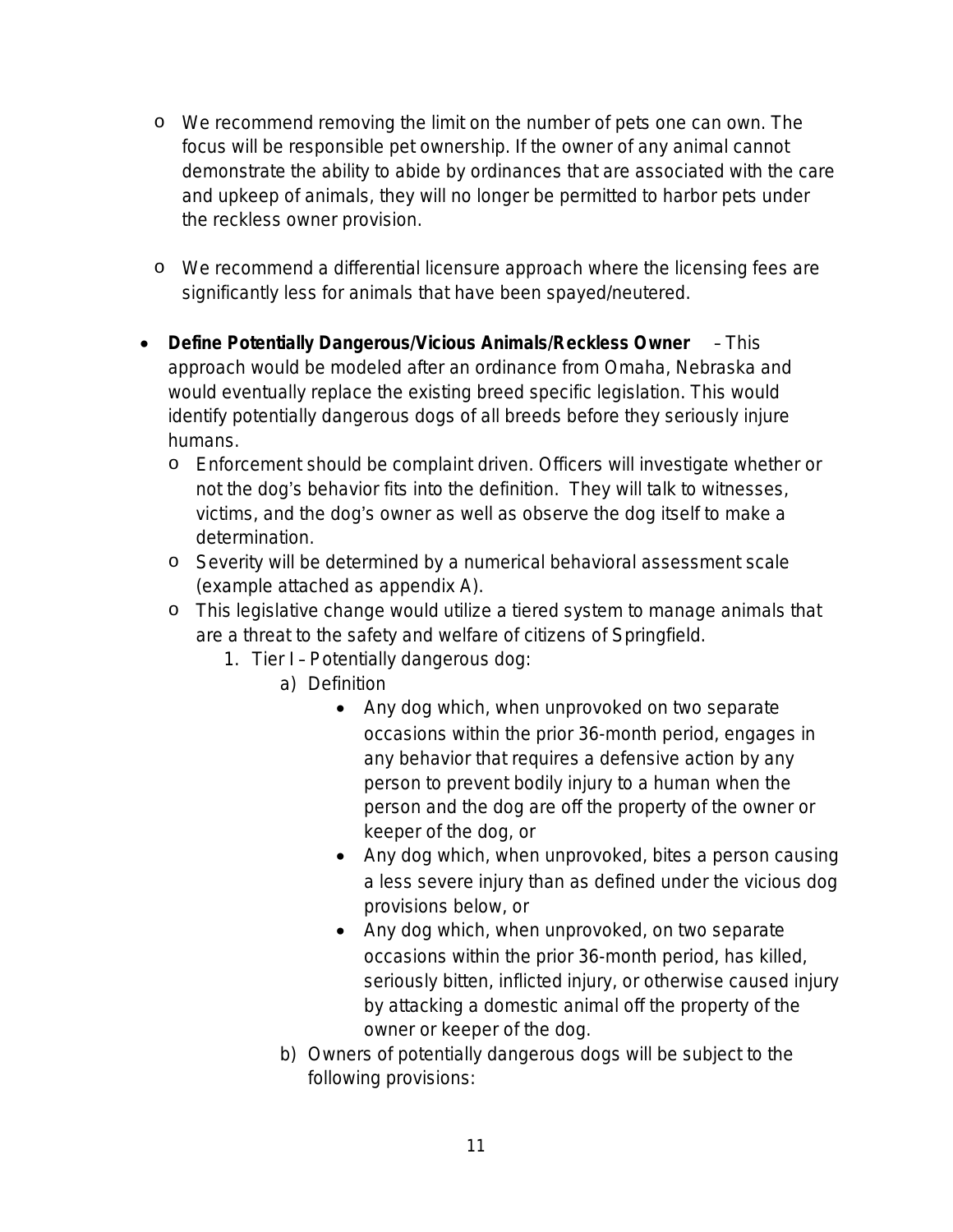- We recommend removing the limit on the number of pets one can own. The focus will be responsible pet ownership. If the owner of any animal cannot demonstrate the ability to abide by ordinances that are associated with the care and upkeep of animals, they will no longer be permitted to harbor pets under the reckless owner provision.

- We recommend a differential licensure approach where the licensing fees are significantly less for animals that have been spayed/neutered.

- **Define Potentially Dangerous/Vicious Animals/Reckless Owner** – This approach would be modeled after an ordinance from Omaha, Nebraska and would eventually replace the existing breed specific legislation. This would identify potentially dangerous dogs of all breeds before they seriously injure humans.
  - Enforcement should be complaint driven. Officers will investigate whether or not the dog's behavior fits into the definition. They will talk to witnesses, victims, and the dog's owner as well as observe the dog itself to make a determination.
  - Severity will be determined by a numerical behavioral assessment scale (example attached as appendix A).
  - This legislative change would utilize a tiered system to manage animals that are a threat to the safety and welfare of citizens of Springfield.
    1. Tier I – Potentially dangerous dog:
       a) Definition
          - Any dog which, when unprovoked on two separate occasions within the prior 36-month period, engages in any behavior that requires a defensive action by any person to prevent bodily injury to a human when the person and the dog are off the property of the owner or keeper of the dog, or
          - Any dog which, when unprovoked, bites a person causing a less severe injury than as defined under the vicious dog provisions below, or
          - Any dog which, when unprovoked, on two separate occasions within the prior 36-month period, has killed, seriously bitten, inflicted injury, or otherwise caused injury by attacking a domestic animal off the property of the owner or keeper of the dog.

       b) Owners of potentially dangerous dogs will be subject to the following provisions: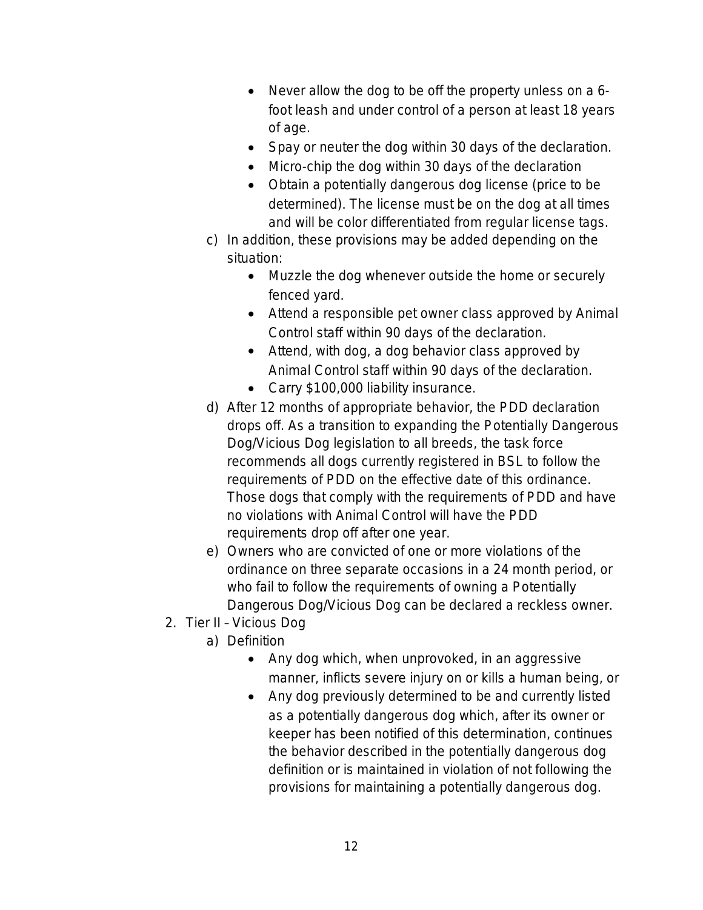- Never allow the dog to be off the property unless on a 6-foot leash and under control of a person at least 18 years of age.
- Spay or neuter the dog within 30 days of the declaration.
- Micro-chip the dog within 30 days of the declaration
- Obtain a potentially dangerous dog license (price to be determined). The license must be on the dog at all times and will be color differentiated from regular license tags.

c) In addition, these provisions may be added depending on the situation:
   - Muzzle the dog whenever outside the home or securely fenced yard.
   - Attend a responsible pet owner class approved by Animal Control staff within 90 days of the declaration.
   - Attend, with dog, a dog behavior class approved by Animal Control staff within 90 days of the declaration.
   - Carry $100,000 liability insurance.

d) After 12 months of appropriate behavior, the PDD declaration drops off. As a transition to expanding the Potentially Dangerous Dog/Vicious Dog legislation to all breeds, the task force recommends all dogs currently registered in BSL to follow the requirements of PDD on the effective date of this ordinance. Those dogs that comply with the requirements of PDD and have no violations with Animal Control will have the PDD requirements drop off after one year.

e) Owners who are convicted of one or more violations of the ordinance on three separate occasions in a 24 month period, or who fail to follow the requirements of owning a Potentially Dangerous Dog/Vicious Dog can be declared a reckless owner.

2. Tier II – Vicious Dog
   a) Definition
      - Any dog which, when unprovoked, in an aggressive manner, inflicts severe injury on or kills a human being, or
      - Any dog previously determined to be and currently listed as a potentially dangerous dog which, after its owner or keeper has been notified of this determination, continues the behavior described in the potentially dangerous dog definition or is maintained in violation of not following the provisions for maintaining a potentially dangerous dog.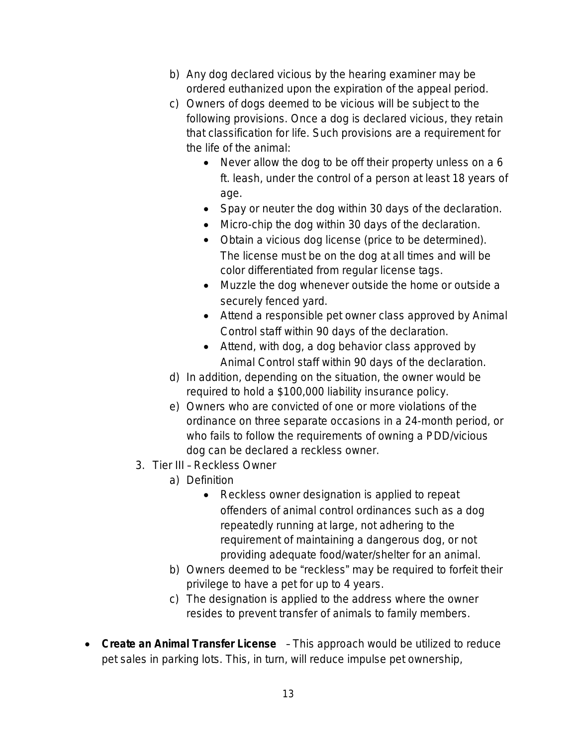b) Any dog declared vicious by the hearing examiner may be ordered euthanized upon the expiration of the appeal period.

c) Owners of dogs deemed to be vicious will be subject to the following provisions. Once a dog is declared vicious, they retain that classification for life. Such provisions are a requirement for the life of the animal:

- Never allow the dog to be off their property unless on a 6 ft. leash, under the control of a person at least 18 years of age.
- Spay or neuter the dog within 30 days of the declaration.
- Micro-chip the dog within 30 days of the declaration.
- Obtain a vicious dog license (price to be determined). The license must be on the dog at all times and will be color differentiated from regular license tags.
- Muzzle the dog whenever outside the home or outside a securely fenced yard.
- Attend a responsible pet owner class approved by Animal Control staff within 90 days of the declaration.
- Attend, with dog, a dog behavior class approved by Animal Control staff within 90 days of the declaration.

d) In addition, depending on the situation, the owner would be required to hold a $100,000 liability insurance policy.

e) Owners who are convicted of one or more violations of the ordinance on three separate occasions in a 24-month period, or who fails to follow the requirements of owning a PDD/vicious dog can be declared a reckless owner.

3. Tier III – Reckless Owner

a) Definition

- Reckless owner designation is applied to repeat offenders of animal control ordinances such as a dog repeatedly running at large, not adhering to the requirement of maintaining a dangerous dog, or not providing adequate food/water/shelter for an animal.

b) Owners deemed to be "reckless" may be required to forfeit their privilege to have a pet for up to 4 years.

c) The designation is applied to the address where the owner resides to prevent transfer of animals to family members.

- ***Create an Animal Transfer License*** – This approach would be utilized to reduce pet sales in parking lots. This, in turn, will reduce impulse pet ownership,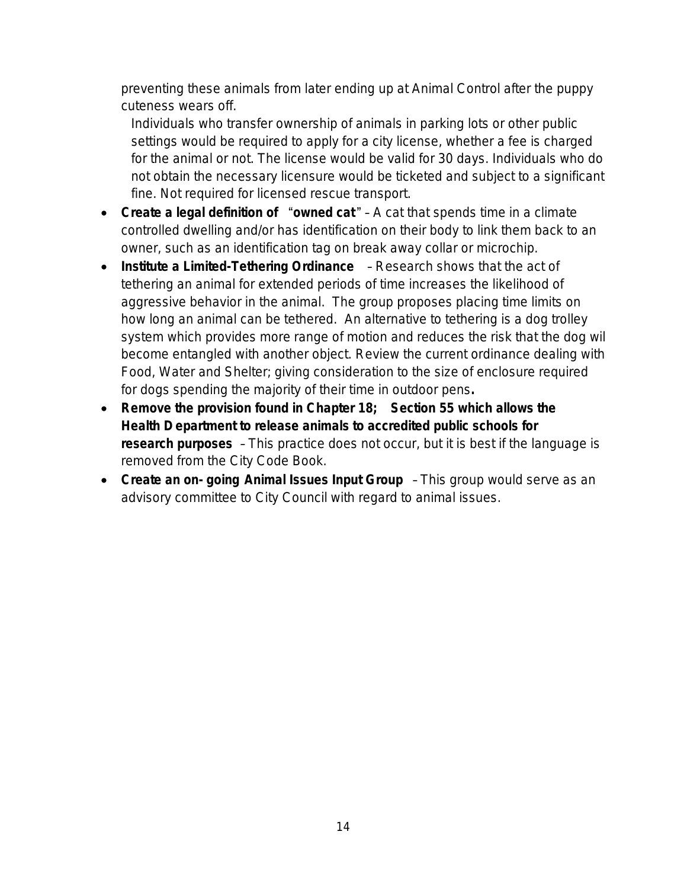preventing these animals from later ending up at Animal Control after the puppy cuteness wears off.

Individuals who transfer ownership of animals in parking lots or other public settings would be required to apply for a city license, whether a fee is charged for the animal or not. The license would be valid for 30 days. Individuals who do not obtain the necessary licensure would be ticketed and subject to a significant fine. Not required for licensed rescue transport.

- **Create a legal definition of "owned cat"** – A cat that spends time in a climate controlled dwelling and/or has identification on their body to link them back to an owner, such as an identification tag on break away collar or microchip.
- **Institute a Limited-Tethering Ordinance** – Research shows that the act of tethering an animal for extended periods of time increases the likelihood of aggressive behavior in the animal. The group proposes placing time limits on how long an animal can be tethered. An alternative to tethering is a dog trolley system which provides more range of motion and reduces the risk that the dog wil become entangled with another object. Review the current ordinance dealing with Food, Water and Shelter; giving consideration to the size of enclosure required for dogs spending the majority of their time in outdoor pens**.**
- **Remove the provision found in Chapter 18; Section 55 which allows the Health Department to release animals to accredited public schools for research purposes** – This practice does not occur, but it is best if the language is removed from the City Code Book.
- **Create an on- going Animal Issues Input Group** – This group would serve as an advisory committee to City Council with regard to animal issues.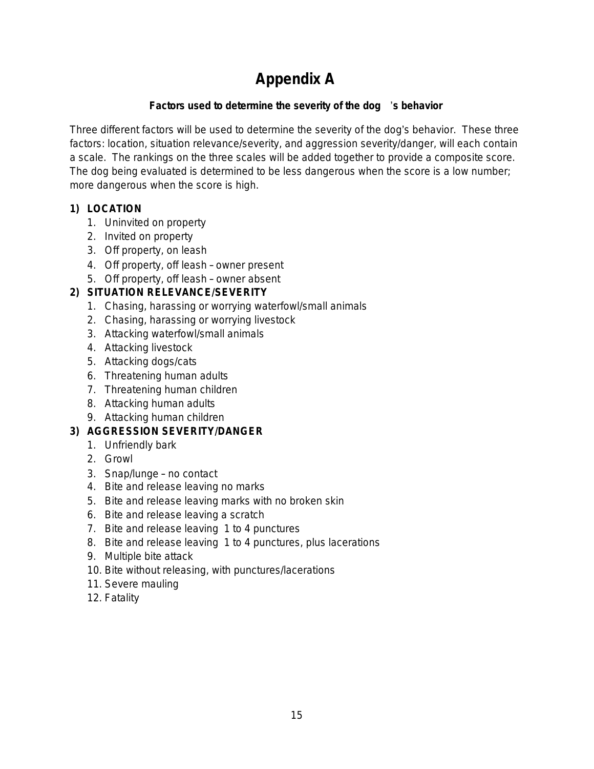# Appendix A

**Factors used to determine the severity of the dog's behavior**

Three different factors will be used to determine the severity of the dog's behavior. These three factors: location, situation relevance/severity, and aggression severity/danger, will each contain a scale. The rankings on the three scales will be added together to provide a composite score. The dog being evaluated is determined to be less dangerous when the score is a low number; more dangerous when the score is high.

**1) LOCATION**

1. Uninvited on property
2. Invited on property
3. Off property, on leash
4. Off property, off leash – owner present
5. Off property, off leash – owner absent

**2) SITUATION RELEVANCE/SEVERITY**

1. Chasing, harassing or worrying waterfowl/small animals
2. Chasing, harassing or worrying livestock
3. Attacking waterfowl/small animals
4. Attacking livestock
5. Attacking dogs/cats
6. Threatening human adults
7. Threatening human children
8. Attacking human adults
9. Attacking human children

**3) AGGRESSION SEVERITY/DANGER**

1. Unfriendly bark
2. Growl
3. Snap/lunge – no contact
4. Bite and release leaving no marks
5. Bite and release leaving marks with no broken skin
6. Bite and release leaving a scratch
7. Bite and release leaving 1 to 4 punctures
8. Bite and release leaving 1 to 4 punctures, plus lacerations
9. Multiple bite attack
10. Bite without releasing, with punctures/lacerations
11. Severe mauling
12. Fatality